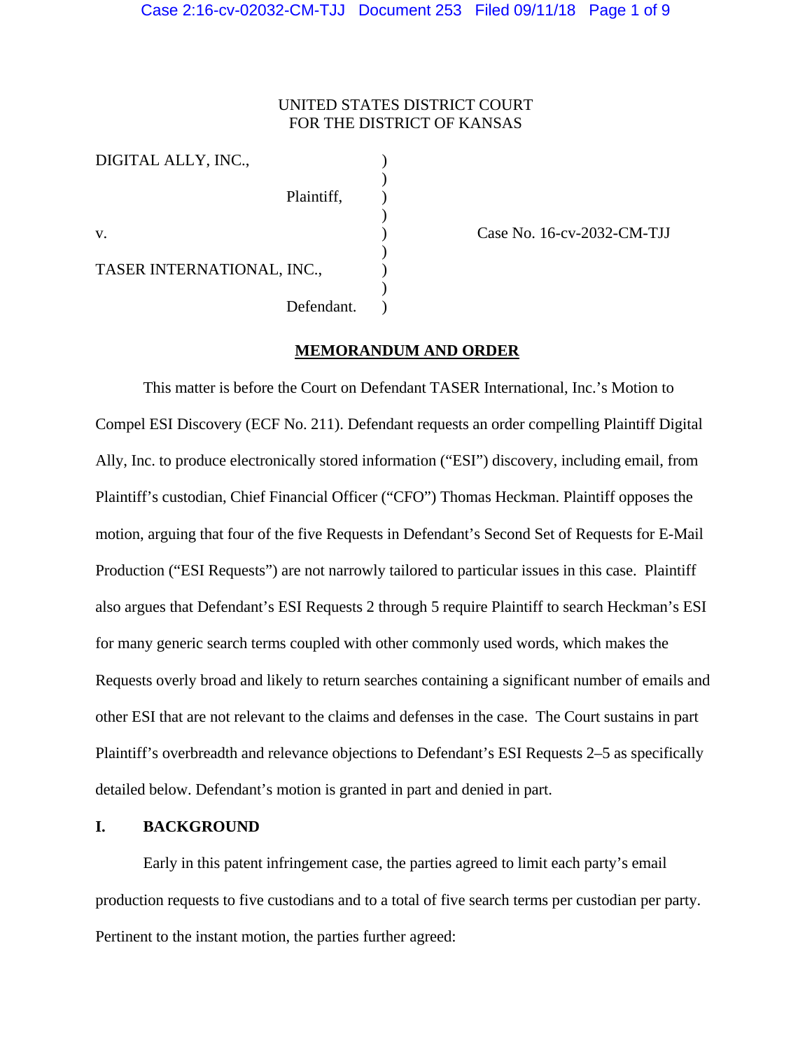UNITED STATES DISTRICT COURT
FOR THE DISTRICT OF KANSAS

| | | |
|---|---|---|
| DIGITAL ALLY, INC., Plaintiff, | ) | |
| v. | ) | Case No. 16-cv-2032-CM-TJJ |
| TASER INTERNATIONAL, INC., Defendant. | ) | |

**MEMORANDUM AND ORDER**

This matter is before the Court on Defendant TASER International, Inc.'s Motion to Compel ESI Discovery (ECF No. 211). Defendant requests an order compelling Plaintiff Digital Ally, Inc. to produce electronically stored information ("ESI") discovery, including email, from Plaintiff's custodian, Chief Financial Officer ("CFO") Thomas Heckman. Plaintiff opposes the motion, arguing that four of the five Requests in Defendant's Second Set of Requests for E-Mail Production ("ESI Requests") are not narrowly tailored to particular issues in this case. Plaintiff also argues that Defendant's ESI Requests 2 through 5 require Plaintiff to search Heckman's ESI for many generic search terms coupled with other commonly used words, which makes the Requests overly broad and likely to return searches containing a significant number of emails and other ESI that are not relevant to the claims and defenses in the case. The Court sustains in part Plaintiff's overbreadth and relevance objections to Defendant's ESI Requests 2–5 as specifically detailed below. Defendant's motion is granted in part and denied in part.

## I. BACKGROUND

Early in this patent infringement case, the parties agreed to limit each party's email production requests to five custodians and to a total of five search terms per custodian per party. Pertinent to the instant motion, the parties further agreed: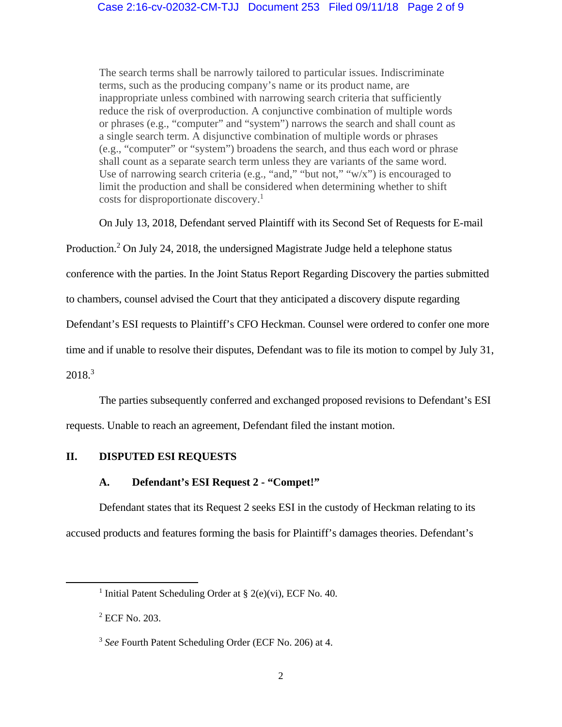> The search terms shall be narrowly tailored to particular issues. Indiscriminate terms, such as the producing company's name or its product name, are inappropriate unless combined with narrowing search criteria that sufficiently reduce the risk of overproduction. A conjunctive combination of multiple words or phrases (e.g., "computer" and "system") narrows the search and shall count as a single search term. A disjunctive combination of multiple words or phrases (e.g., "computer" or "system") broadens the search, and thus each word or phrase shall count as a separate search term unless they are variants of the same word. Use of narrowing search criteria (e.g., "and," "but not," "w/x") is encouraged to limit the production and shall be considered when determining whether to shift costs for disproportionate discovery.[1]

On July 13, 2018, Defendant served Plaintiff with its Second Set of Requests for E-mail Production.[2] On July 24, 2018, the undersigned Magistrate Judge held a telephone status conference with the parties. In the Joint Status Report Regarding Discovery the parties submitted to chambers, counsel advised the Court that they anticipated a discovery dispute regarding Defendant's ESI requests to Plaintiff's CFO Heckman. Counsel were ordered to confer one more time and if unable to resolve their disputes, Defendant was to file its motion to compel by July 31, 2018.[3]

The parties subsequently conferred and exchanged proposed revisions to Defendant's ESI requests. Unable to reach an agreement, Defendant filed the instant motion.

## II. DISPUTED ESI REQUESTS

### A. Defendant's ESI Request 2 - "Compet!"

Defendant states that its Request 2 seeks ESI in the custody of Heckman relating to its accused products and features forming the basis for Plaintiff's damages theories. Defendant's

---

[1] Initial Patent Scheduling Order at § 2(e)(vi), ECF No. 40.

[2] ECF No. 203.

[3] *See* Fourth Patent Scheduling Order (ECF No. 206) at 4.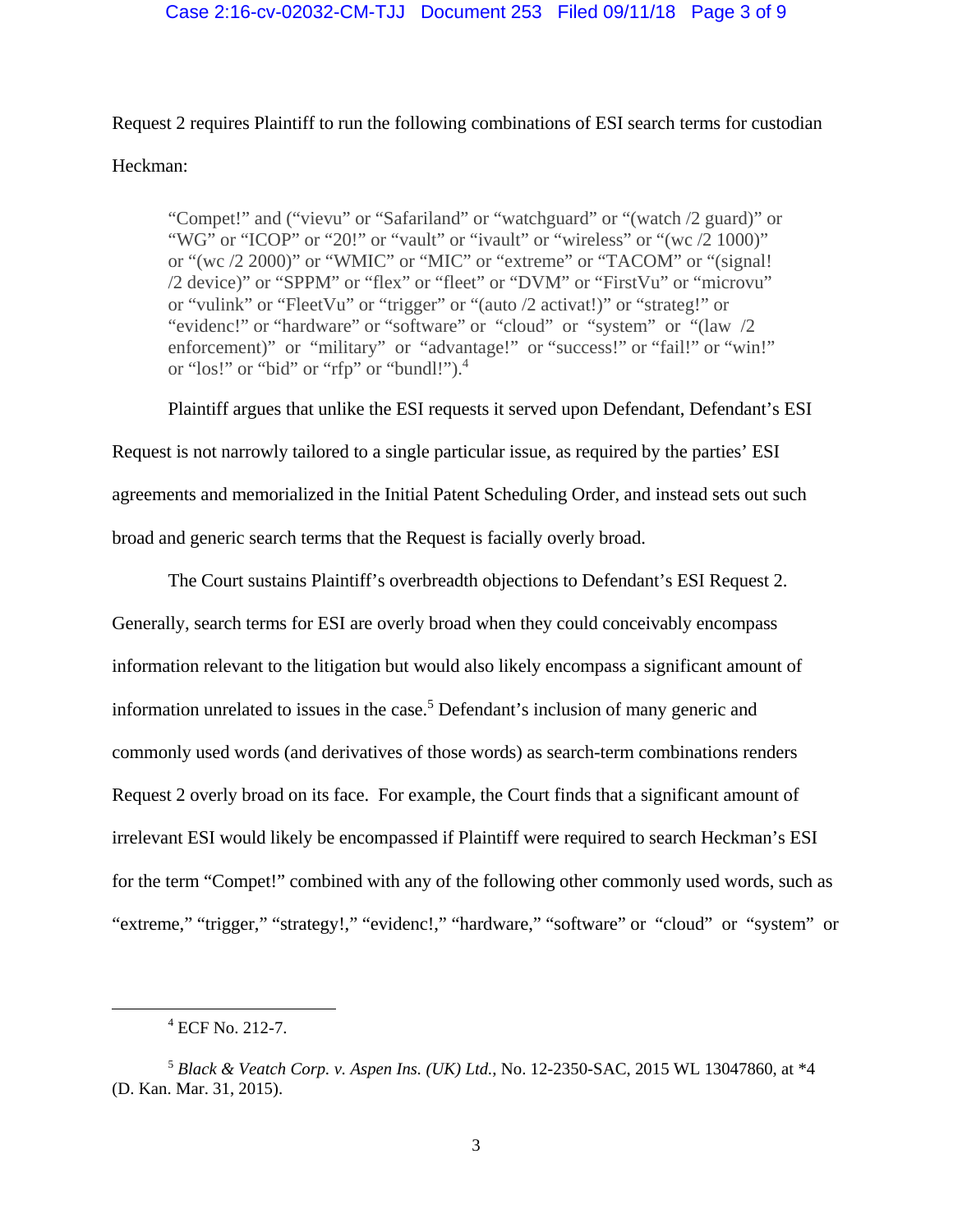Request 2 requires Plaintiff to run the following combinations of ESI search terms for custodian Heckman:

> "Compet!" and ("vievu" or "Safariland" or "watchguard" or "(watch /2 guard)" or "WG" or "ICOP" or "20!" or "vault" or "ivault" or "wireless" or "(wc /2 1000)" or "(wc /2 2000)" or "WMIC" or "MIC" or "extreme" or "TACOM" or "(signal! /2 device)" or "SPPM" or "flex" or "fleet" or "DVM" or "FirstVu" or "microvu" or "vulink" or "FleetVu" or "trigger" or "(auto /2 activat!)" or "strateg!" or "evidenc!" or "hardware" or "software" or "cloud" or "system" or "(law /2 enforcement)" or "military" or "advantage!" or "success!" or "fail!" or "win!" or "los!" or "bid" or "rfp" or "bundl!").[4]

Plaintiff argues that unlike the ESI requests it served upon Defendant, Defendant's ESI Request is not narrowly tailored to a single particular issue, as required by the parties' ESI agreements and memorialized in the Initial Patent Scheduling Order, and instead sets out such broad and generic search terms that the Request is facially overly broad.

The Court sustains Plaintiff's overbreadth objections to Defendant's ESI Request 2. Generally, search terms for ESI are overly broad when they could conceivably encompass information relevant to the litigation but would also likely encompass a significant amount of information unrelated to issues in the case.[5] Defendant's inclusion of many generic and commonly used words (and derivatives of those words) as search-term combinations renders Request 2 overly broad on its face. For example, the Court finds that a significant amount of irrelevant ESI would likely be encompassed if Plaintiff were required to search Heckman's ESI for the term "Compet!" combined with any of the following other commonly used words, such as "extreme," "trigger," "strategy!," "evidenc!," "hardware," "software" or "cloud" or "system" or

---

[4] ECF No. 212-7.

[5] *Black & Veatch Corp. v. Aspen Ins. (UK) Ltd.*, No. 12-2350-SAC, 2015 WL 13047860, at *4 (D. Kan. Mar. 31, 2015).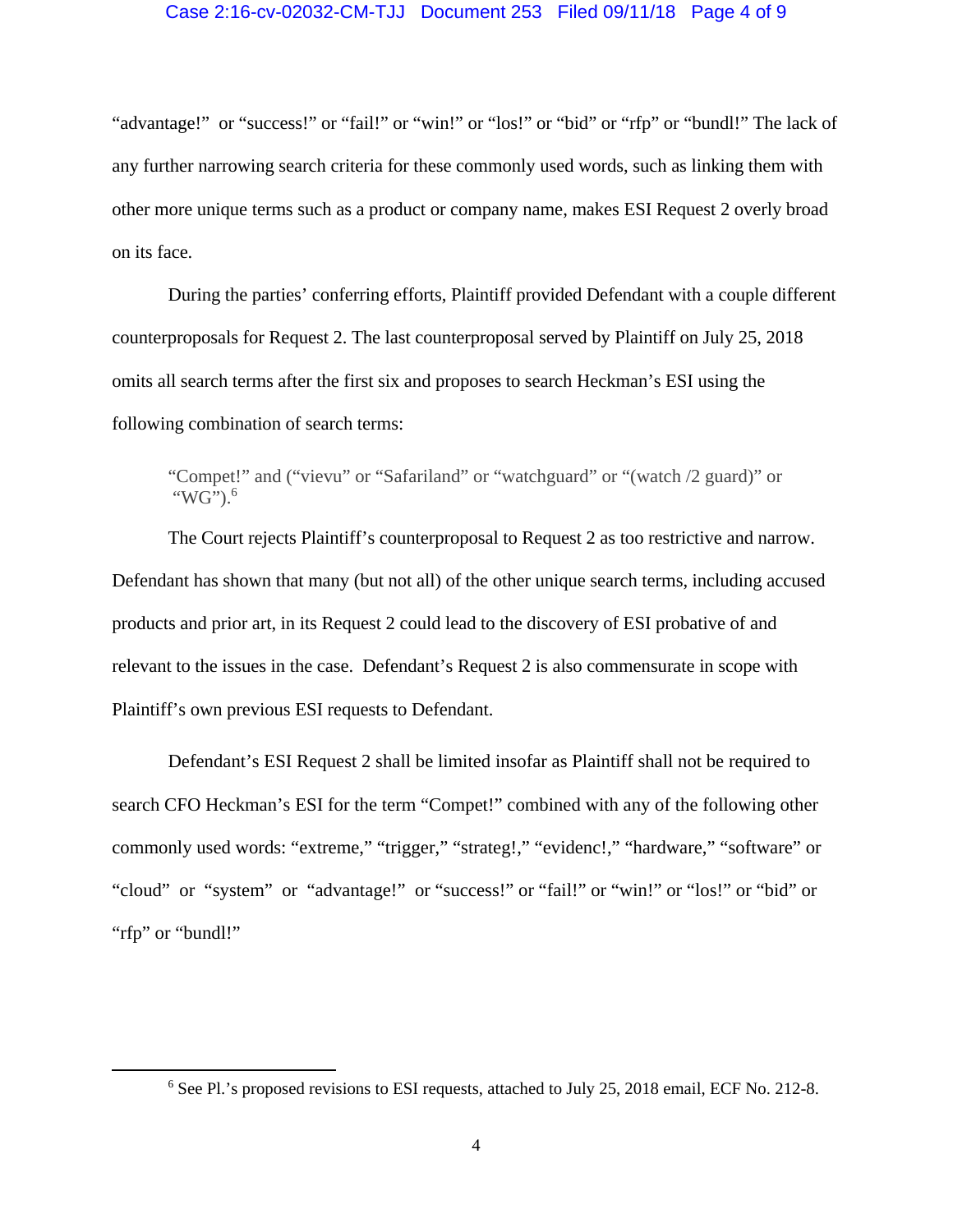"advantage!" or "success!" or "fail!" or "win!" or "los!" or "bid" or "rfp" or "bundl!" The lack of any further narrowing search criteria for these commonly used words, such as linking them with other more unique terms such as a product or company name, makes ESI Request 2 overly broad on its face.

During the parties' conferring efforts, Plaintiff provided Defendant with a couple different counterproposals for Request 2. The last counterproposal served by Plaintiff on July 25, 2018 omits all search terms after the first six and proposes to search Heckman's ESI using the following combination of search terms:

> "Compet!" and ("vievu" or "Safariland" or "watchguard" or "(watch /2 guard)" or "WG").[6]

The Court rejects Plaintiff's counterproposal to Request 2 as too restrictive and narrow. Defendant has shown that many (but not all) of the other unique search terms, including accused products and prior art, in its Request 2 could lead to the discovery of ESI probative of and relevant to the issues in the case. Defendant's Request 2 is also commensurate in scope with Plaintiff's own previous ESI requests to Defendant.

Defendant's ESI Request 2 shall be limited insofar as Plaintiff shall not be required to search CFO Heckman's ESI for the term "Compet!" combined with any of the following other commonly used words: "extreme," "trigger," "strateg!," "evidenc!," "hardware," "software" or "cloud" or "system" or "advantage!" or "success!" or "fail!" or "win!" or "los!" or "bid" or "rfp" or "bundl!"

---

[6] See Pl.'s proposed revisions to ESI requests, attached to July 25, 2018 email, ECF No. 212-8.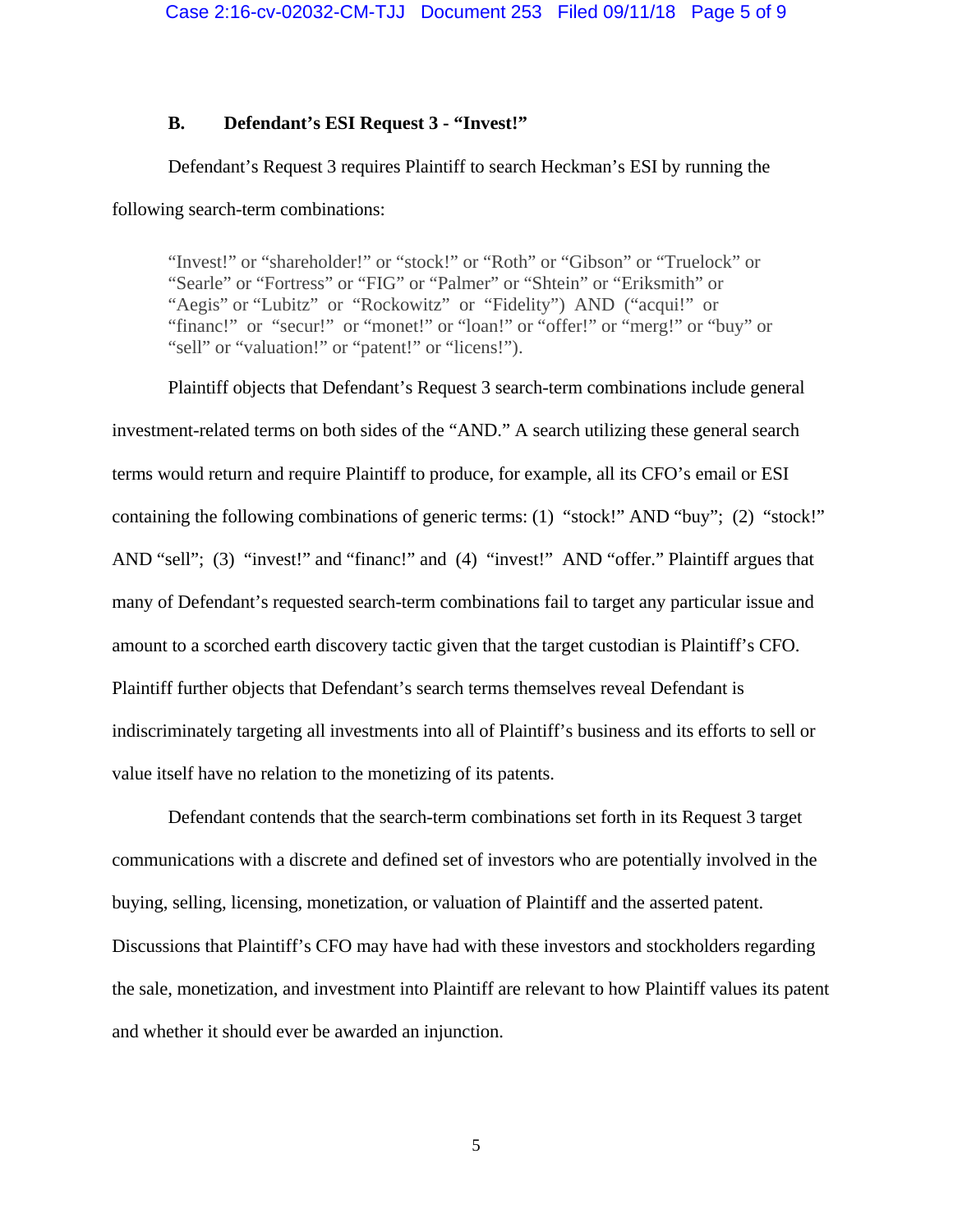### B. Defendant's ESI Request 3 - "Invest!"

Defendant's Request 3 requires Plaintiff to search Heckman's ESI by running the following search-term combinations:

> "Invest!" or "shareholder!" or "stock!" or "Roth" or "Gibson" or "Truelock" or "Searle" or "Fortress" or "FIG" or "Palmer" or "Shtein" or "Eriksmith" or "Aegis" or "Lubitz" or "Rockowitz" or "Fidelity") AND ("acqui!" or "financ!" or "secur!" or "monet!" or "loan!" or "offer!" or "merg!" or "buy" or "sell" or "valuation!" or "patent!" or "licens!").

Plaintiff objects that Defendant's Request 3 search-term combinations include general investment-related terms on both sides of the "AND." A search utilizing these general search terms would return and require Plaintiff to produce, for example, all its CFO's email or ESI containing the following combinations of generic terms: (1) "stock!" AND "buy"; (2) "stock!" AND "sell"; (3) "invest!" and "financ!" and (4) "invest!" AND "offer." Plaintiff argues that many of Defendant's requested search-term combinations fail to target any particular issue and amount to a scorched earth discovery tactic given that the target custodian is Plaintiff's CFO. Plaintiff further objects that Defendant's search terms themselves reveal Defendant is indiscriminately targeting all investments into all of Plaintiff's business and its efforts to sell or value itself have no relation to the monetizing of its patents.

Defendant contends that the search-term combinations set forth in its Request 3 target communications with a discrete and defined set of investors who are potentially involved in the buying, selling, licensing, monetization, or valuation of Plaintiff and the asserted patent. Discussions that Plaintiff's CFO may have had with these investors and stockholders regarding the sale, monetization, and investment into Plaintiff are relevant to how Plaintiff values its patent and whether it should ever be awarded an injunction.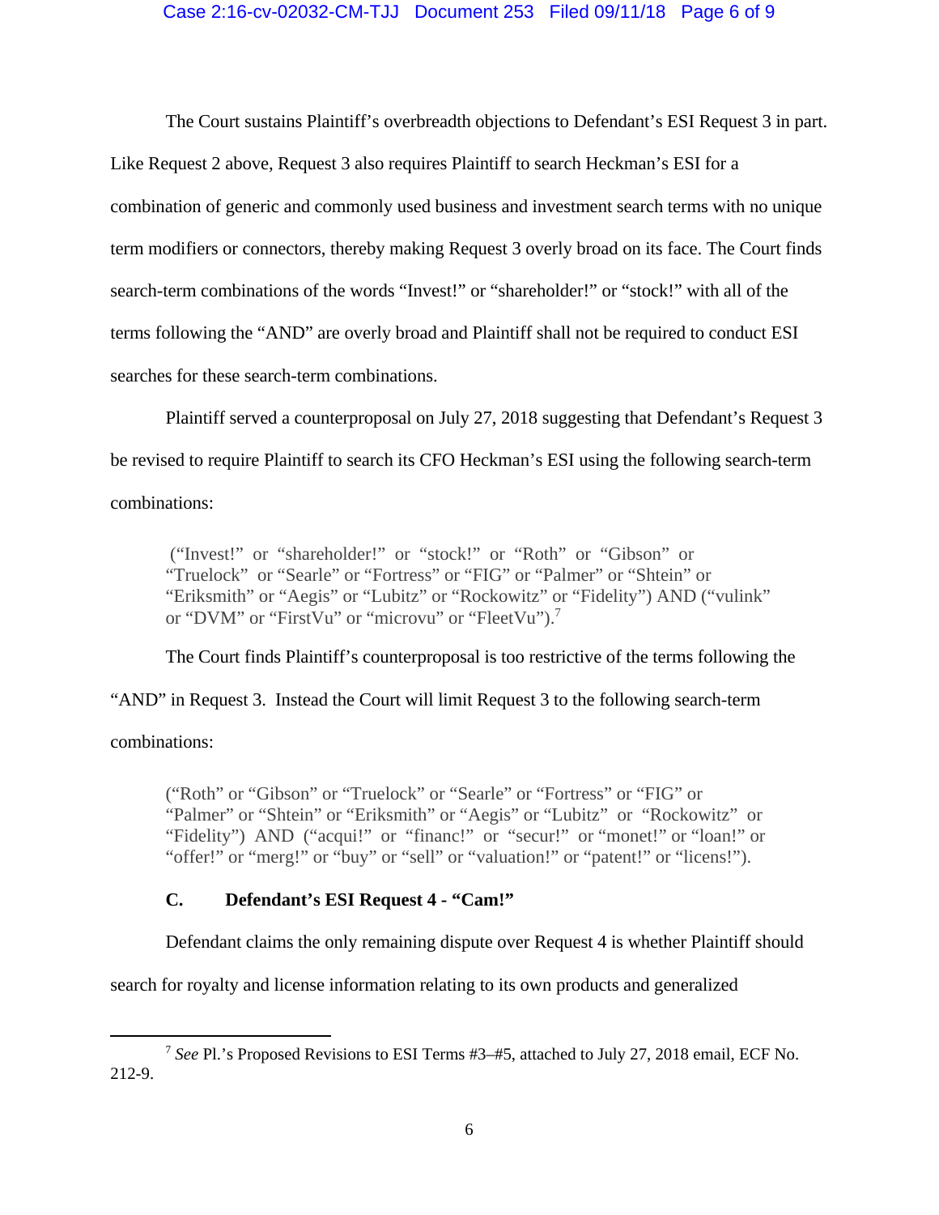The Court sustains Plaintiff's overbreadth objections to Defendant's ESI Request 3 in part. Like Request 2 above, Request 3 also requires Plaintiff to search Heckman's ESI for a combination of generic and commonly used business and investment search terms with no unique term modifiers or connectors, thereby making Request 3 overly broad on its face. The Court finds search-term combinations of the words "Invest!" or "shareholder!" or "stock!" with all of the terms following the "AND" are overly broad and Plaintiff shall not be required to conduct ESI searches for these search-term combinations.

Plaintiff served a counterproposal on July 27, 2018 suggesting that Defendant's Request 3 be revised to require Plaintiff to search its CFO Heckman's ESI using the following search-term combinations:

> ("Invest!" or "shareholder!" or "stock!" or "Roth" or "Gibson" or "Truelock" or "Searle" or "Fortress" or "FIG" or "Palmer" or "Shtein" or "Eriksmith" or "Aegis" or "Lubitz" or "Rockowitz" or "Fidelity") AND ("vulink" or "DVM" or "FirstVu" or "microvu" or "FleetVu").[7]

The Court finds Plaintiff's counterproposal is too restrictive of the terms following the "AND" in Request 3. Instead the Court will limit Request 3 to the following search-term combinations:

> ("Roth" or "Gibson" or "Truelock" or "Searle" or "Fortress" or "FIG" or "Palmer" or "Shtein" or "Eriksmith" or "Aegis" or "Lubitz" or "Rockowitz" or "Fidelity") AND ("acqui!" or "financ!" or "secur!" or "monet!" or "loan!" or "offer!" or "merg!" or "buy" or "sell" or "valuation!" or "patent!" or "licens!").

### C. Defendant's ESI Request 4 - "Cam!"

Defendant claims the only remaining dispute over Request 4 is whether Plaintiff should search for royalty and license information relating to its own products and generalized

---

[7] *See* Pl.'s Proposed Revisions to ESI Terms #3–#5, attached to July 27, 2018 email, ECF No. 212-9.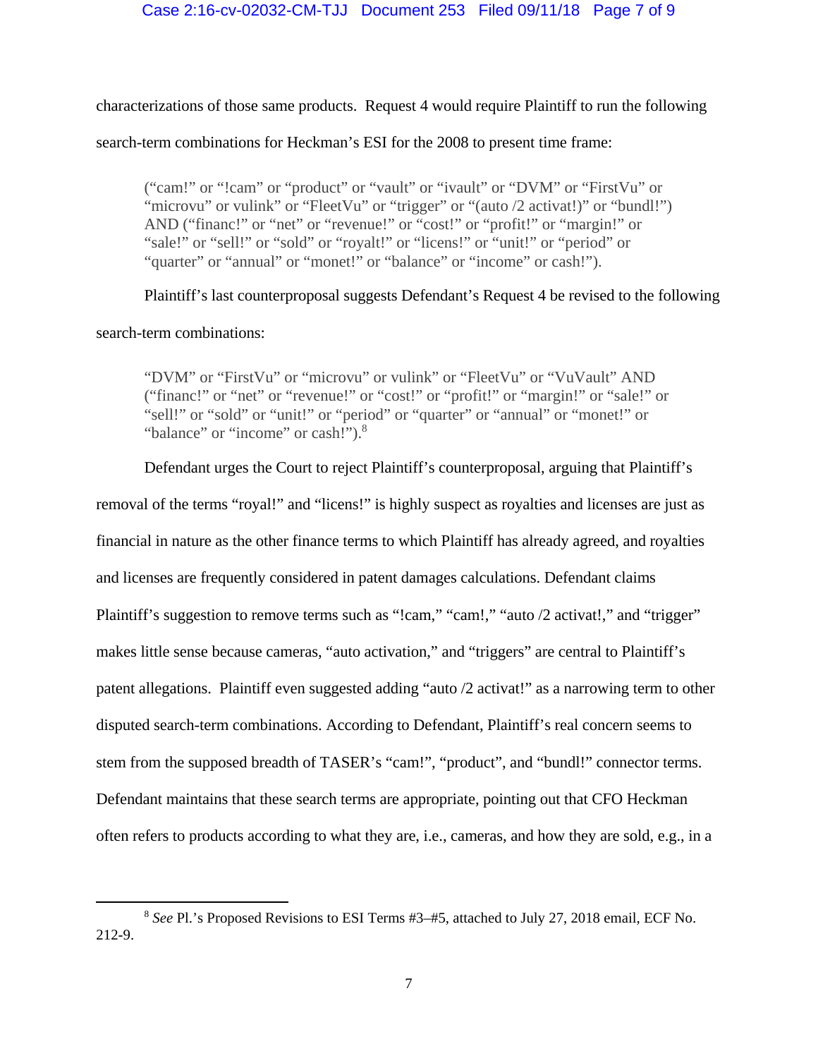characterizations of those same products. Request 4 would require Plaintiff to run the following search-term combinations for Heckman's ESI for the 2008 to present time frame:

> ("cam!" or "!cam" or "product" or "vault" or "ivault" or "DVM" or "FirstVu" or "microvu" or vulink" or "FleetVu" or "trigger" or "(auto /2 activat!)" or "bundl!") AND ("financ!" or "net" or "revenue!" or "cost!" or "profit!" or "margin!" or "sale!" or "sell!" or "sold" or "royalt!" or "licens!" or "unit!" or "period" or "quarter" or "annual" or "monet!" or "balance" or "income" or cash!").

Plaintiff's last counterproposal suggests Defendant's Request 4 be revised to the following search-term combinations:

> "DVM" or "FirstVu" or "microvu" or vulink" or "FleetVu" or "VuVault" AND ("financ!" or "net" or "revenue!" or "cost!" or "profit!" or "margin!" or "sale!" or "sell!" or "sold" or "unit!" or "period" or "quarter" or "annual" or "monet!" or "balance" or "income" or cash!").[8]

Defendant urges the Court to reject Plaintiff's counterproposal, arguing that Plaintiff's removal of the terms "royal!" and "licens!" is highly suspect as royalties and licenses are just as financial in nature as the other finance terms to which Plaintiff has already agreed, and royalties and licenses are frequently considered in patent damages calculations. Defendant claims Plaintiff's suggestion to remove terms such as "!cam," "cam!," "auto /2 activat!," and "trigger" makes little sense because cameras, "auto activation," and "triggers" are central to Plaintiff's patent allegations. Plaintiff even suggested adding "auto /2 activat!" as a narrowing term to other disputed search-term combinations. According to Defendant, Plaintiff's real concern seems to stem from the supposed breadth of TASER's "cam!", "product", and "bundl!" connector terms. Defendant maintains that these search terms are appropriate, pointing out that CFO Heckman often refers to products according to what they are, i.e., cameras, and how they are sold, e.g., in a

---

[8] *See* Pl.'s Proposed Revisions to ESI Terms #3–#5, attached to July 27, 2018 email, ECF No. 212-9.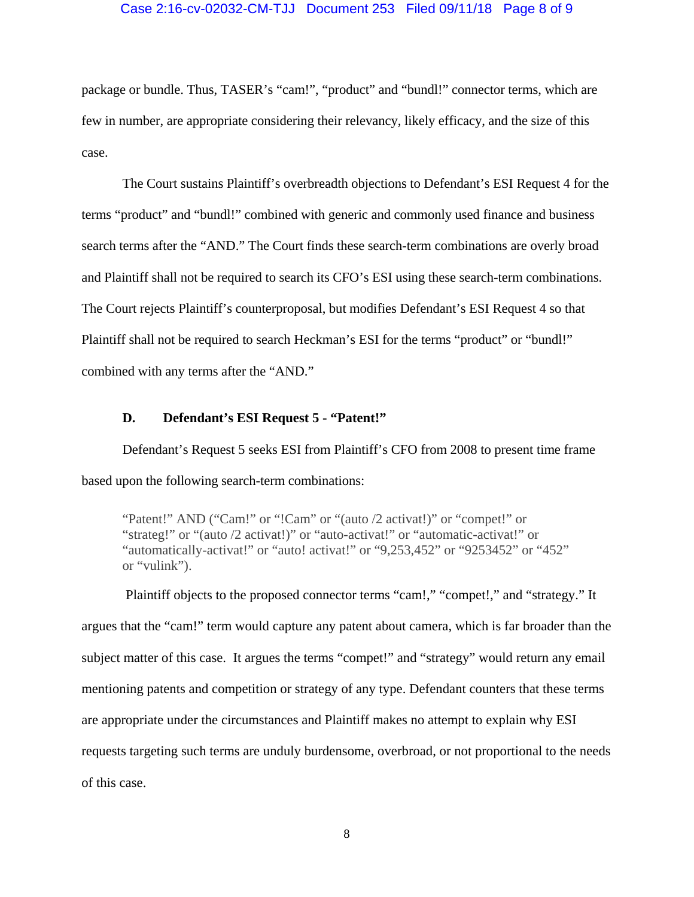package or bundle. Thus, TASER's "cam!", "product" and "bundl!" connector terms, which are few in number, are appropriate considering their relevancy, likely efficacy, and the size of this case.

The Court sustains Plaintiff's overbreadth objections to Defendant's ESI Request 4 for the terms "product" and "bundl!" combined with generic and commonly used finance and business search terms after the "AND." The Court finds these search-term combinations are overly broad and Plaintiff shall not be required to search its CFO's ESI using these search-term combinations. The Court rejects Plaintiff's counterproposal, but modifies Defendant's ESI Request 4 so that Plaintiff shall not be required to search Heckman's ESI for the terms "product" or "bundl!" combined with any terms after the "AND."

### D. Defendant's ESI Request 5 - "Patent!"

Defendant's Request 5 seeks ESI from Plaintiff's CFO from 2008 to present time frame based upon the following search-term combinations:

> "Patent!" AND ("Cam!" or "!Cam" or "(auto /2 activat!)" or "compet!" or "strateg!" or "(auto /2 activat!)" or "auto-activat!" or "automatic-activat!" or "automatically-activat!" or "auto! activat!" or "9,253,452" or "9253452" or "452" or "vulink").

Plaintiff objects to the proposed connector terms "cam!," "compet!," and "strategy." It argues that the "cam!" term would capture any patent about camera, which is far broader than the subject matter of this case. It argues the terms "compet!" and "strategy" would return any email mentioning patents and competition or strategy of any type. Defendant counters that these terms are appropriate under the circumstances and Plaintiff makes no attempt to explain why ESI requests targeting such terms are unduly burdensome, overbroad, or not proportional to the needs of this case.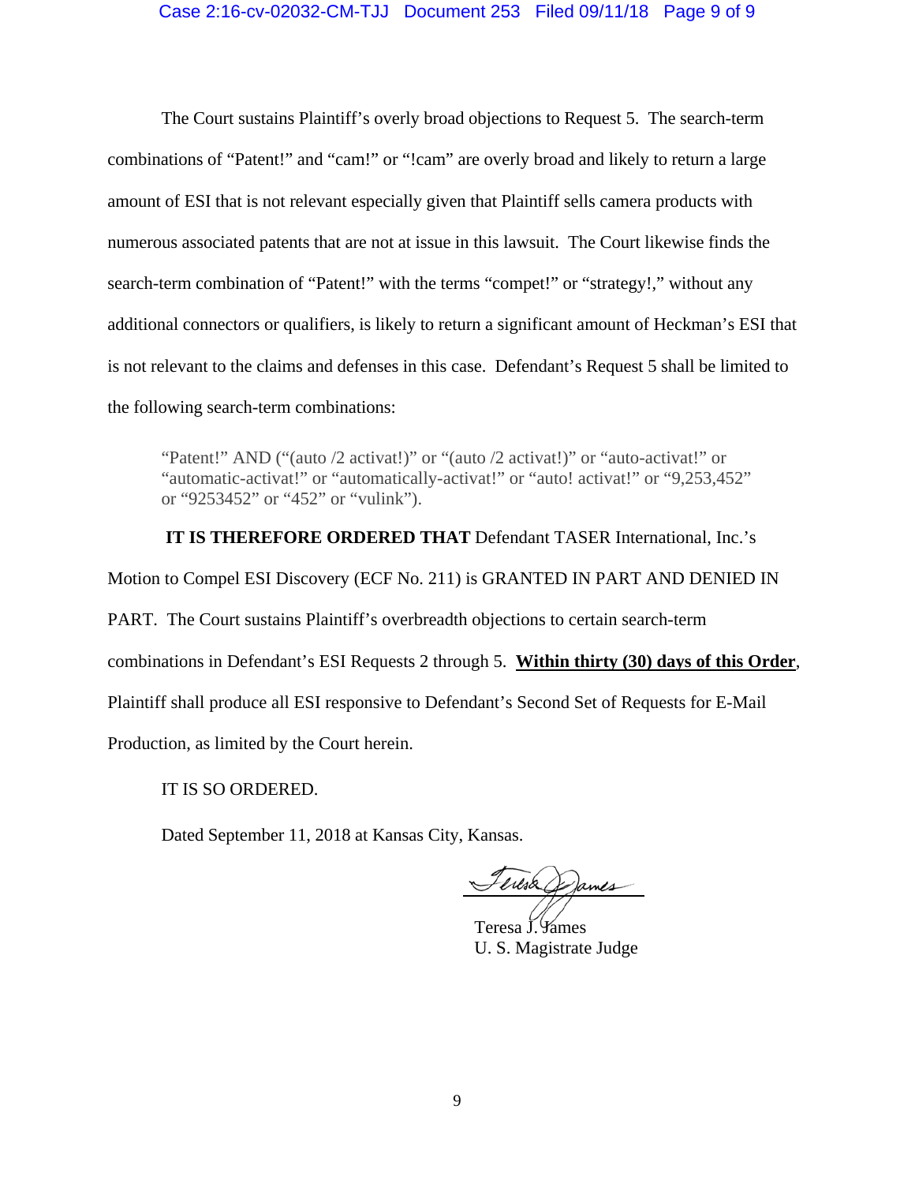The Court sustains Plaintiff's overly broad objections to Request 5. The search-term combinations of "Patent!" and "cam!" or "!cam" are overly broad and likely to return a large amount of ESI that is not relevant especially given that Plaintiff sells camera products with numerous associated patents that are not at issue in this lawsuit. The Court likewise finds the search-term combination of "Patent!" with the terms "compet!" or "strategy!," without any additional connectors or qualifiers, is likely to return a significant amount of Heckman's ESI that is not relevant to the claims and defenses in this case. Defendant's Request 5 shall be limited to the following search-term combinations:

> "Patent!" AND ("(auto /2 activat!)" or "(auto /2 activat!)" or "auto-activat!" or "automatic-activat!" or "automatically-activat!" or "auto! activat!" or "9,253,452" or "9253452" or "452" or "vulink").

**IT IS THEREFORE ORDERED THAT** Defendant TASER International, Inc.'s Motion to Compel ESI Discovery (ECF No. 211) is GRANTED IN PART AND DENIED IN PART. The Court sustains Plaintiff's overbreadth objections to certain search-term combinations in Defendant's ESI Requests 2 through 5. **Within thirty (30) days of this Order**, Plaintiff shall produce all ESI responsive to Defendant's Second Set of Requests for E-Mail Production, as limited by the Court herein.

IT IS SO ORDERED.

Dated September 11, 2018 at Kansas City, Kansas.

Teresa J. James
U. S. Magistrate Judge